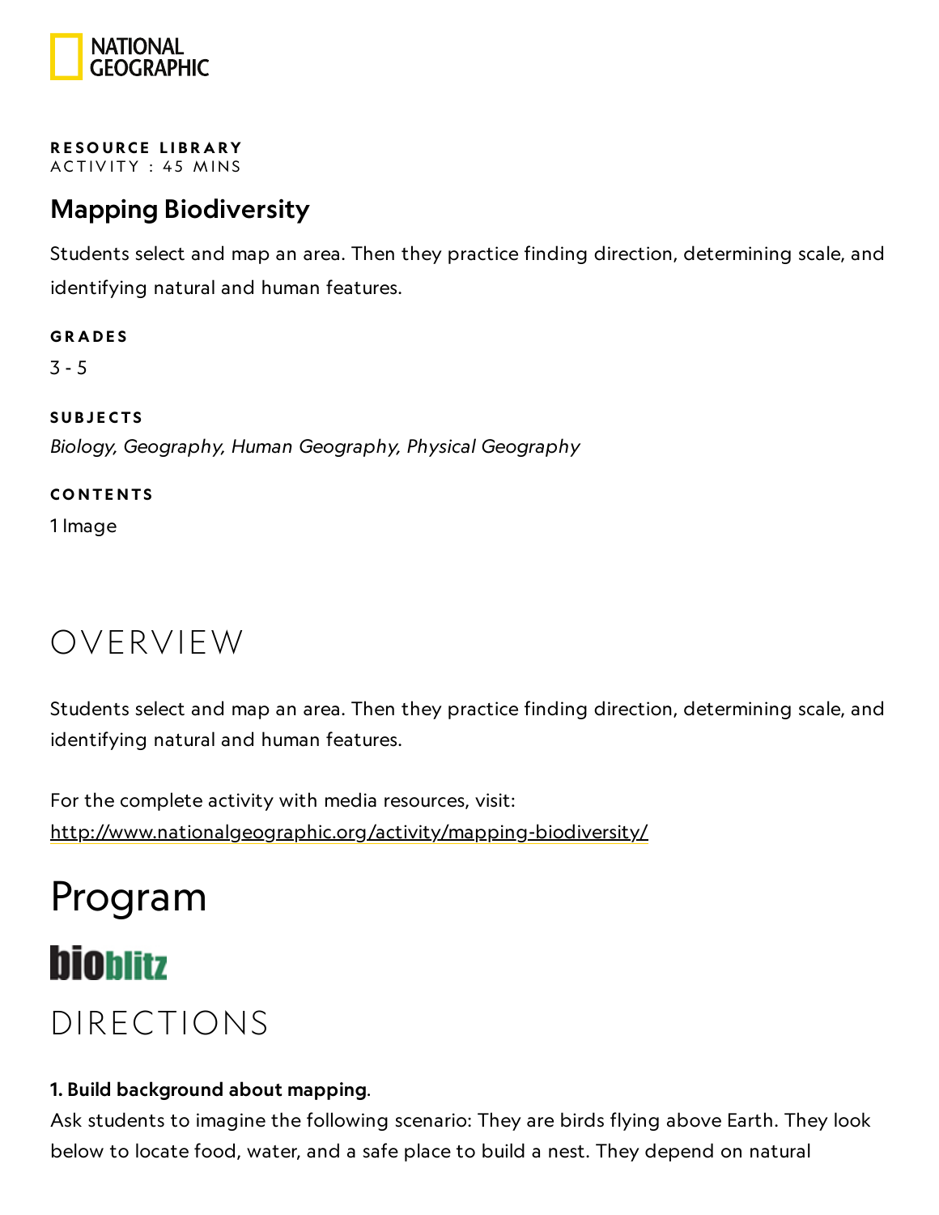RESOURCE LIBRARY
ACTIVITY : 45 MINS

# Mapping Biodiversity

Students select and map an area. Then they practice finding direction, determining scale, and identifying natural and human features.

**GRADES**

3 - 5

**SUBJECTS**

*Biology, Geography, Human Geography, Physical Geography*

**CONTENTS**

1 Image

## OVERVIEW

Students select and map an area. Then they practice finding direction, determining scale, and identifying natural and human features.

For the complete activity with media resources, visit:
http://www.nationalgeographic.org/activity/mapping-biodiversity/

# Program

bioblitz

## DIRECTIONS

**1. Build background about mapping**.

Ask students to imagine the following scenario: They are birds flying above Earth. They look below to locate food, water, and a safe place to build a nest. They depend on natural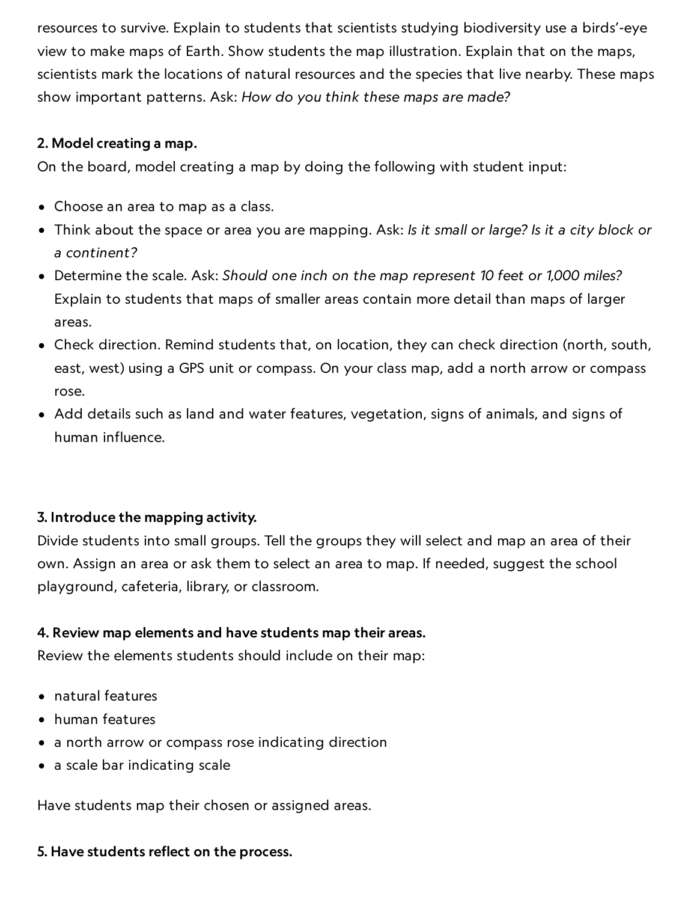resources to survive. Explain to students that scientists studying biodiversity use a birds'-eye view to make maps of Earth. Show students the map illustration. Explain that on the maps, scientists mark the locations of natural resources and the species that live nearby. These maps show important patterns. Ask: *How do you think these maps are made?*

**2. Model creating a map.**

On the board, model creating a map by doing the following with student input:

- Choose an area to map as a class.
- Think about the space or area you are mapping. Ask: *Is it small or large? Is it a city block or a continent?*
- Determine the scale. Ask: *Should one inch on the map represent 10 feet or 1,000 miles?* Explain to students that maps of smaller areas contain more detail than maps of larger areas.
- Check direction. Remind students that, on location, they can check direction (north, south, east, west) using a GPS unit or compass. On your class map, add a north arrow or compass rose.
- Add details such as land and water features, vegetation, signs of animals, and signs of human influence.

**3. Introduce the mapping activity.**

Divide students into small groups. Tell the groups they will select and map an area of their own. Assign an area or ask them to select an area to map. If needed, suggest the school playground, cafeteria, library, or classroom.

**4. Review map elements and have students map their areas.**

Review the elements students should include on their map:

- natural features
- human features
- a north arrow or compass rose indicating direction
- a scale bar indicating scale

Have students map their chosen or assigned areas.

**5. Have students reflect on the process.**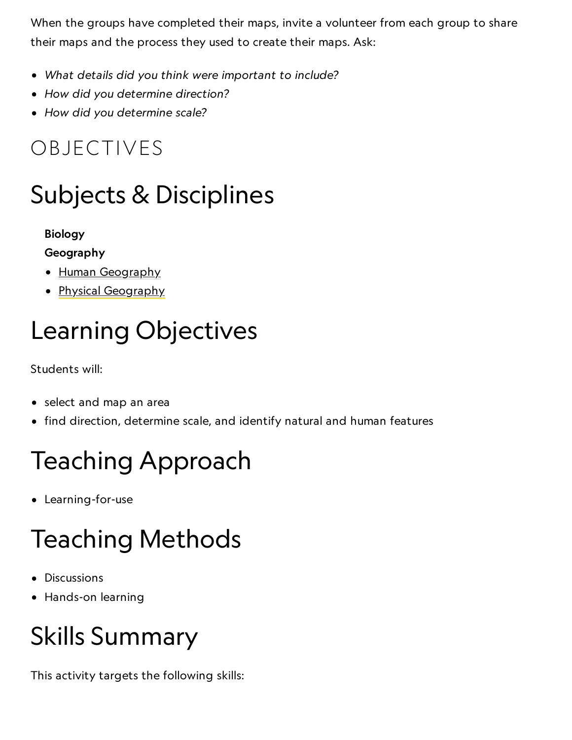When the groups have completed their maps, invite a volunteer from each group to share their maps and the process they used to create their maps. Ask:

- *What details did you think were important to include?*
- *How did you determine direction?*
- *How did you determine scale?*

# OBJECTIVES

## Subjects & Disciplines

**Biology**

**Geography**

- Human Geography
- Physical Geography

## Learning Objectives

Students will:

- select and map an area
- find direction, determine scale, and identify natural and human features

## Teaching Approach

- Learning-for-use

## Teaching Methods

- Discussions
- Hands-on learning

## Skills Summary

This activity targets the following skills: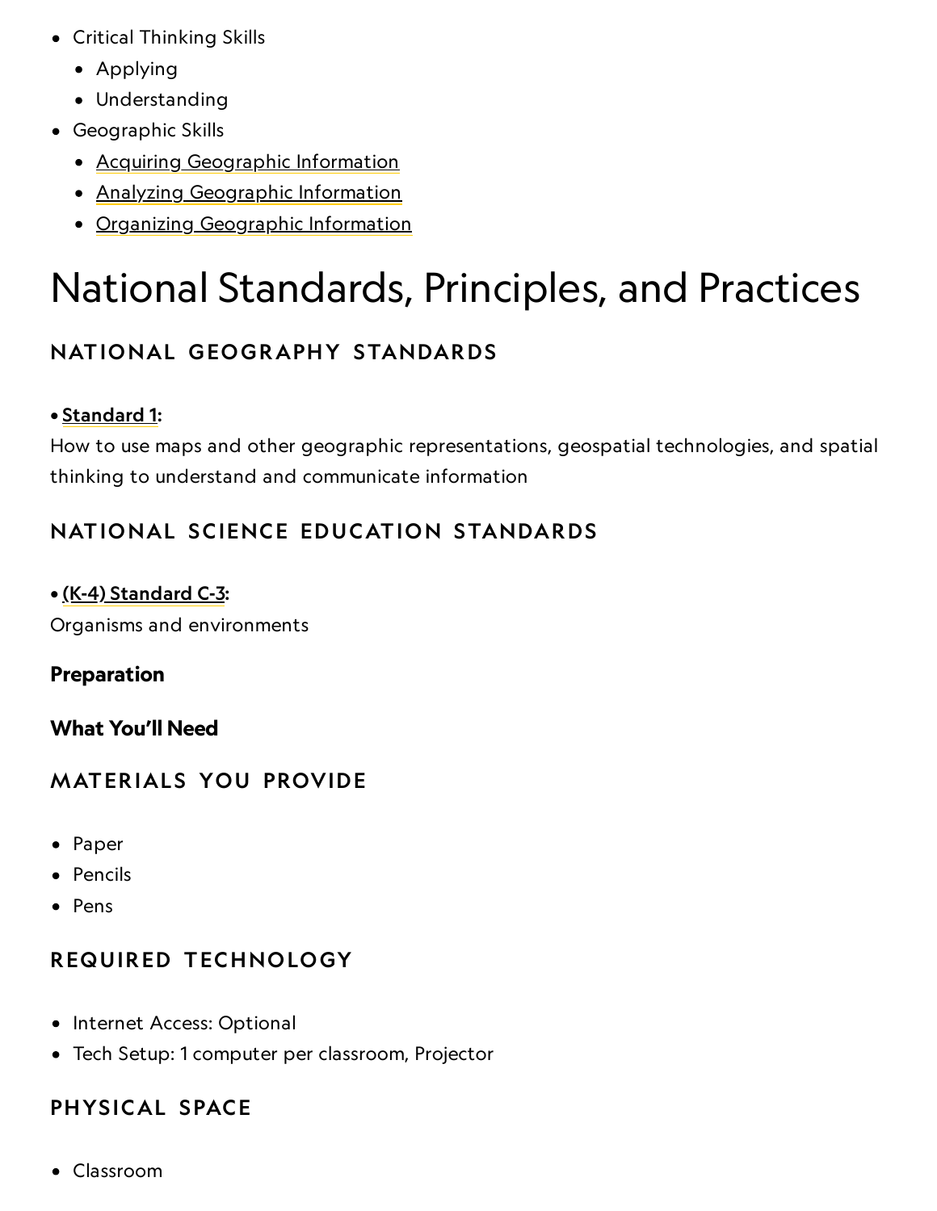- Critical Thinking Skills
  - Applying
  - Understanding
- Geographic Skills
  - Acquiring Geographic Information
  - Analyzing Geographic Information
  - Organizing Geographic Information

# National Standards, Principles, and Practices

### NATIONAL GEOGRAPHY STANDARDS

• **Standard 1:**
How to use maps and other geographic representations, geospatial technologies, and spatial thinking to understand and communicate information

### NATIONAL SCIENCE EDUCATION STANDARDS

• **(K-4) Standard C-3:**
Organisms and environments

**Preparation**

**What You'll Need**

### MATERIALS YOU PROVIDE

- Paper
- Pencils
- Pens

### REQUIRED TECHNOLOGY

- Internet Access: Optional
- Tech Setup: 1 computer per classroom, Projector

### PHYSICAL SPACE

- Classroom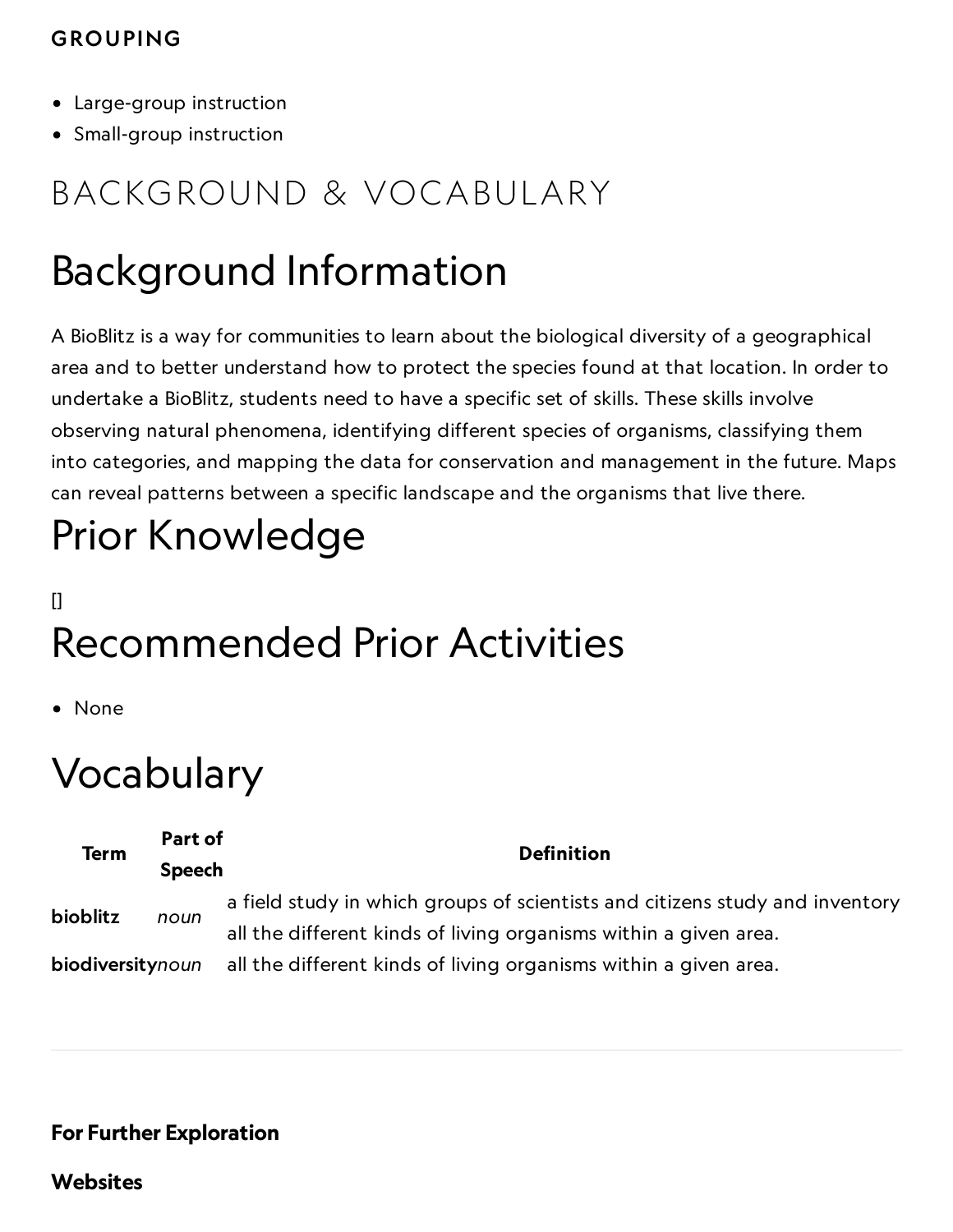## GROUPING

- Large-group instruction
- Small-group instruction

# BACKGROUND & VOCABULARY

## Background Information

A BioBlitz is a way for communities to learn about the biological diversity of a geographical area and to better understand how to protect the species found at that location. In order to undertake a BioBlitz, students need to have a specific set of skills. These skills involve observing natural phenomena, identifying different species of organisms, classifying them into categories, and mapping the data for conservation and management in the future. Maps can reveal patterns between a specific landscape and the organisms that live there.

## Prior Knowledge

[]

## Recommended Prior Activities

- None

## Vocabulary

| Term | Part of Speech | Definition |
| --- | --- | --- |
| **bioblitz** | *noun* | a field study in which groups of scientists and citizens study and inventory all the different kinds of living organisms within a given area. |
| **biodiversity** | *noun* | all the different kinds of living organisms within a given area. |

---

**For Further Exploration**

**Websites**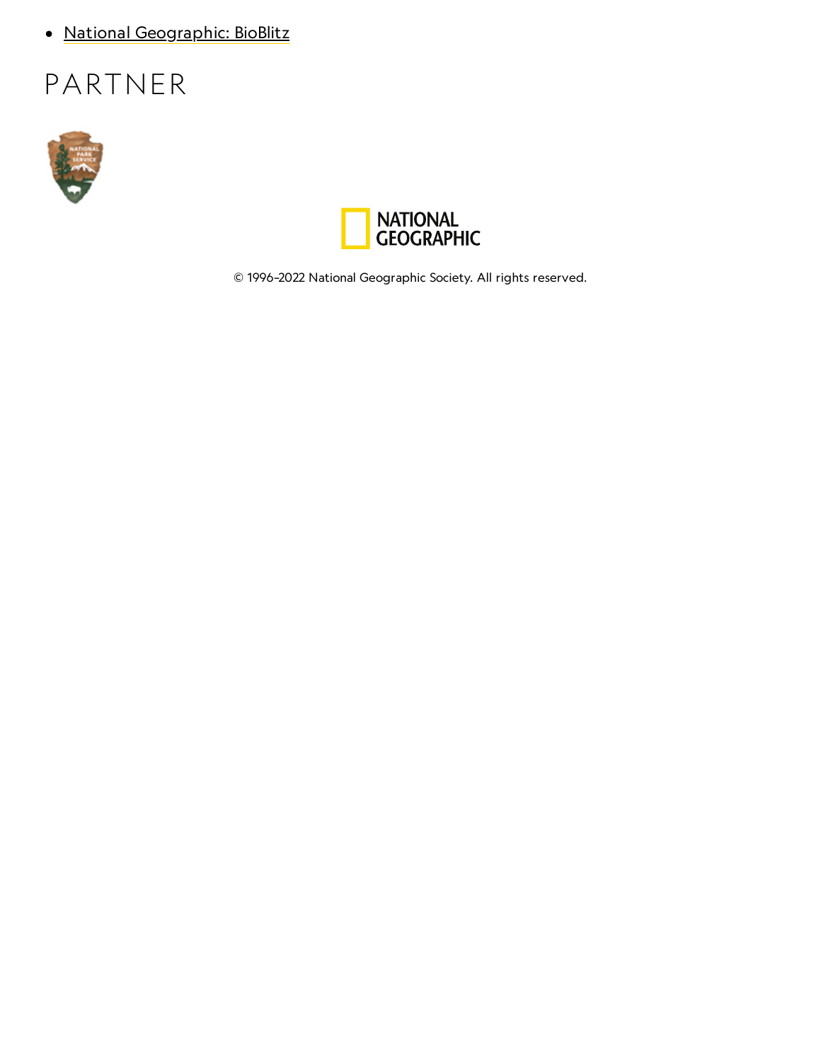- National Geographic: BioBlitz

## PARTNER

© 1996-2022 National Geographic Society. All rights reserved.